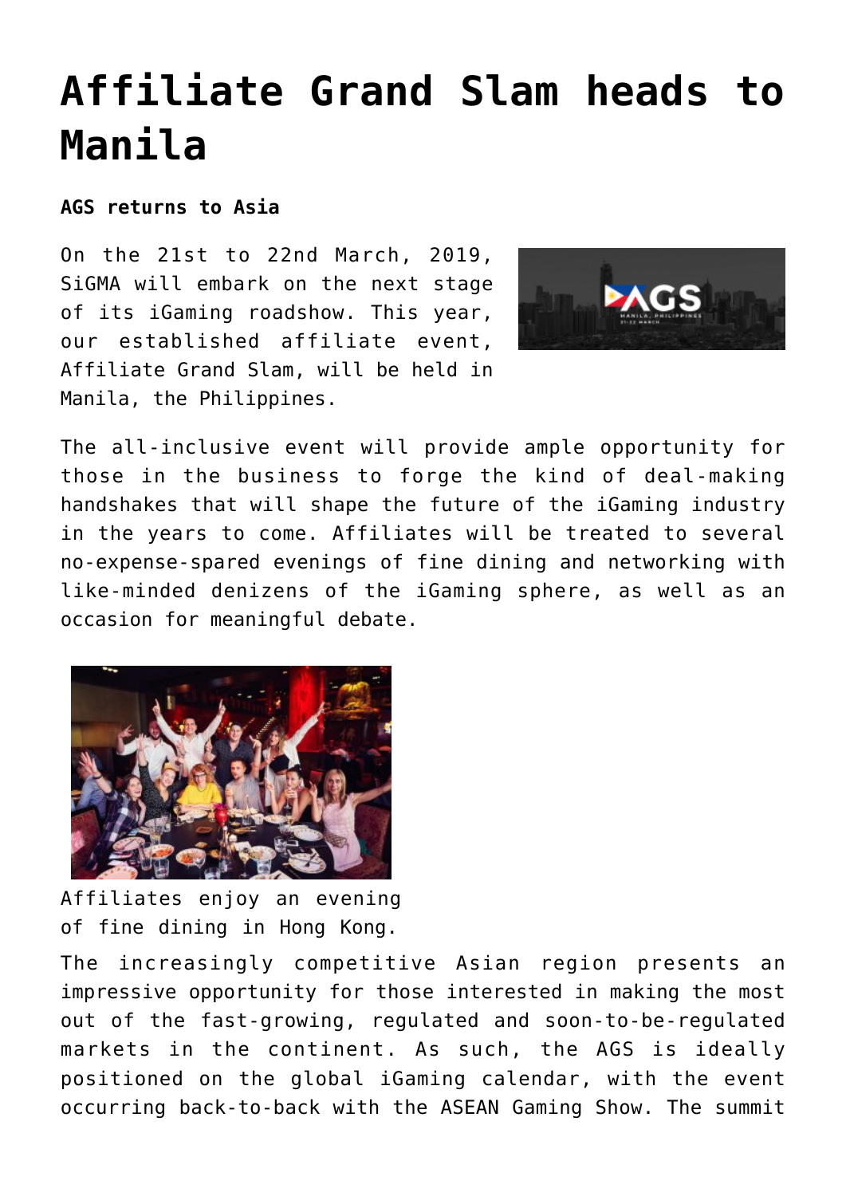# Affiliate Grand Slam heads to Manila

**AGS returns to Asia**

On the 21st to 22nd March, 2019, SiGMA will embark on the next stage of its iGaming roadshow. This year, our established affiliate event, Affiliate Grand Slam, will be held in Manila, the Philippines.

The all-inclusive event will provide ample opportunity for those in the business to forge the kind of deal-making handshakes that will shape the future of the iGaming industry in the years to come. Affiliates will be treated to several no-expense-spared evenings of fine dining and networking with like-minded denizens of the iGaming sphere, as well as an occasion for meaningful debate.

Affiliates enjoy an evening of fine dining in Hong Kong.

The increasingly competitive Asian region presents an impressive opportunity for those interested in making the most out of the fast-growing, regulated and soon-to-be-regulated markets in the continent. As such, the AGS is ideally positioned on the global iGaming calendar, with the event occurring back-to-back with the ASEAN Gaming Show. The summit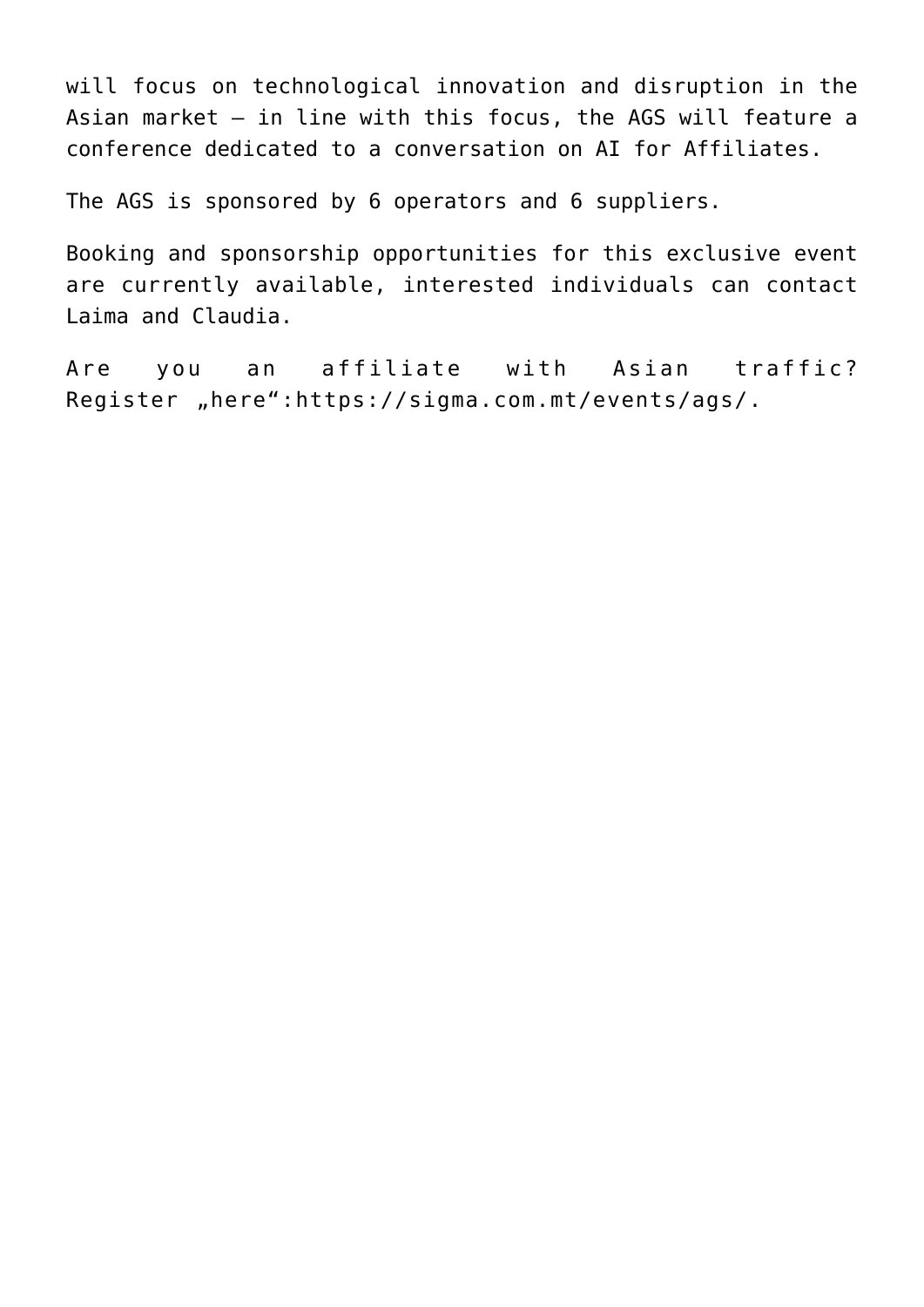will focus on technological innovation and disruption in the Asian market – in line with this focus, the AGS will feature a conference dedicated to a conversation on AI for Affiliates.

The AGS is sponsored by 6 operators and 6 suppliers.

Booking and sponsorship opportunities for this exclusive event are currently available, interested individuals can contact Laima and Claudia.

Are you an affiliate with Asian traffic? Register „here“:https://sigma.com.mt/events/ags/.